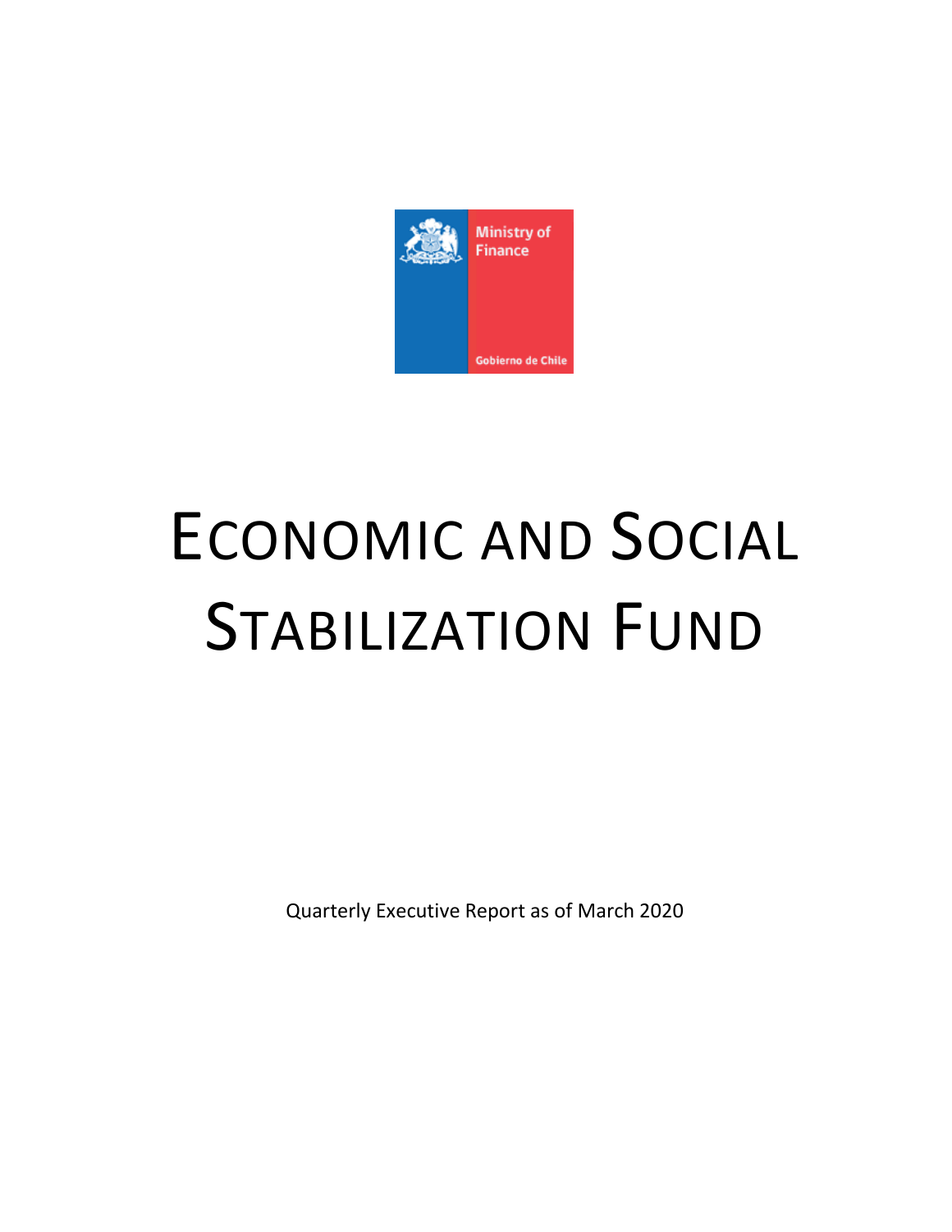Ministry of Finance

Gobierno de Chile

# Economic and Social Stabilization Fund

Quarterly Executive Report as of March 2020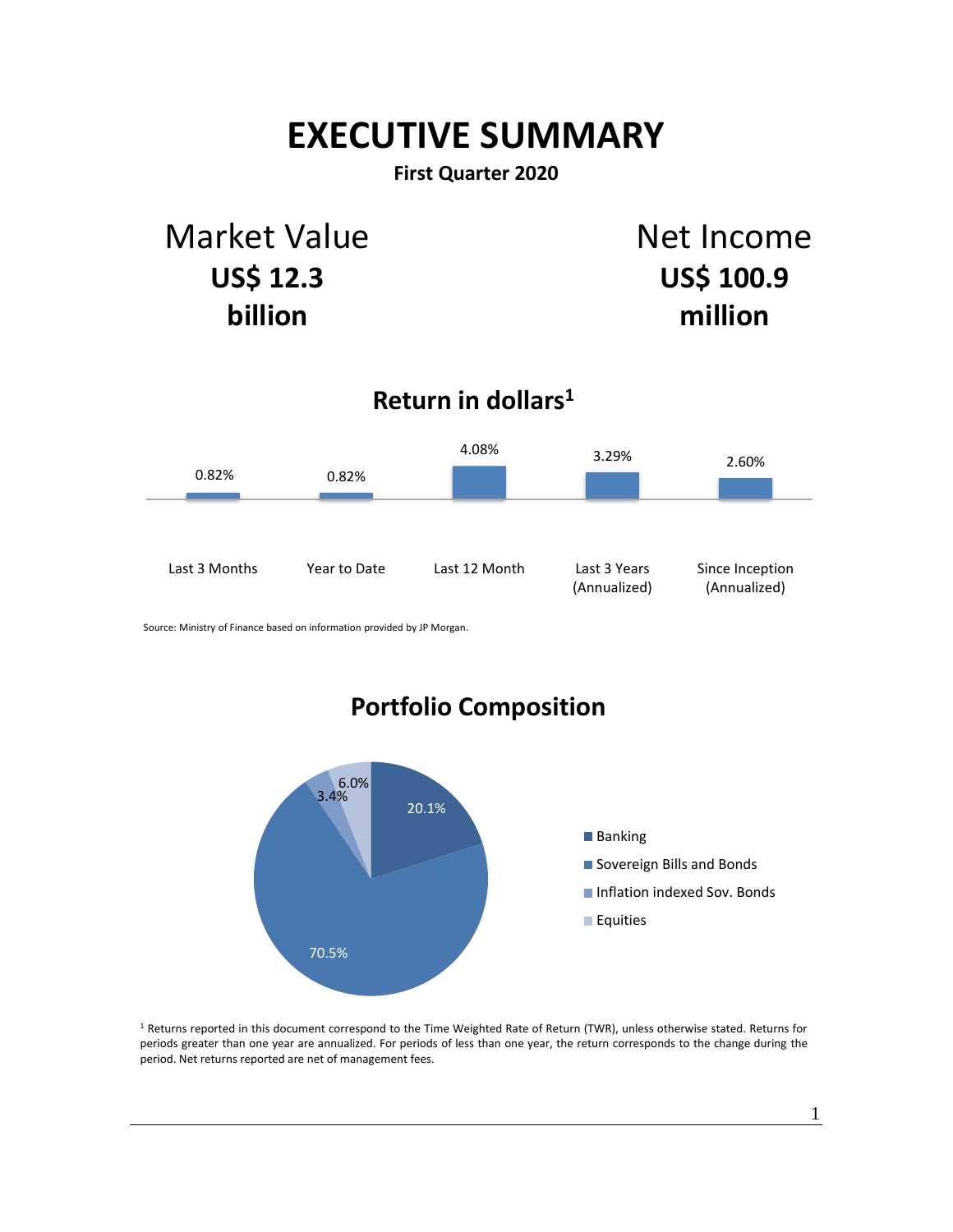# EXECUTIVE SUMMARY

**First Quarter 2020**

Market Value
**US$ 12.3 billion**

Net Income
**US$ 100.9 million**

## Return in dollars[1]

| Last 3 Months | Year to Date | Last 12 Month | Last 3 Years (Annualized) | Since Inception (Annualized) |
|---|---|---|---|---|
| 0.82% | 0.82% | 4.08% | 3.29% | 2.60% |

Source: Ministry of Finance based on information provided by JP Morgan.

## Portfolio Composition

| Category | Share |
|---|---|
| Banking | 20.1% |
| Sovereign Bills and Bonds | 70.5% |
| Inflation indexed Sov. Bonds | 3.4% |
| Equities | 6.0% |

[1] Returns reported in this document correspond to the Time Weighted Rate of Return (TWR), unless otherwise stated. Returns for periods greater than one year are annualized. For periods of less than one year, the return corresponds to the change during the period. Net returns reported are net of management fees.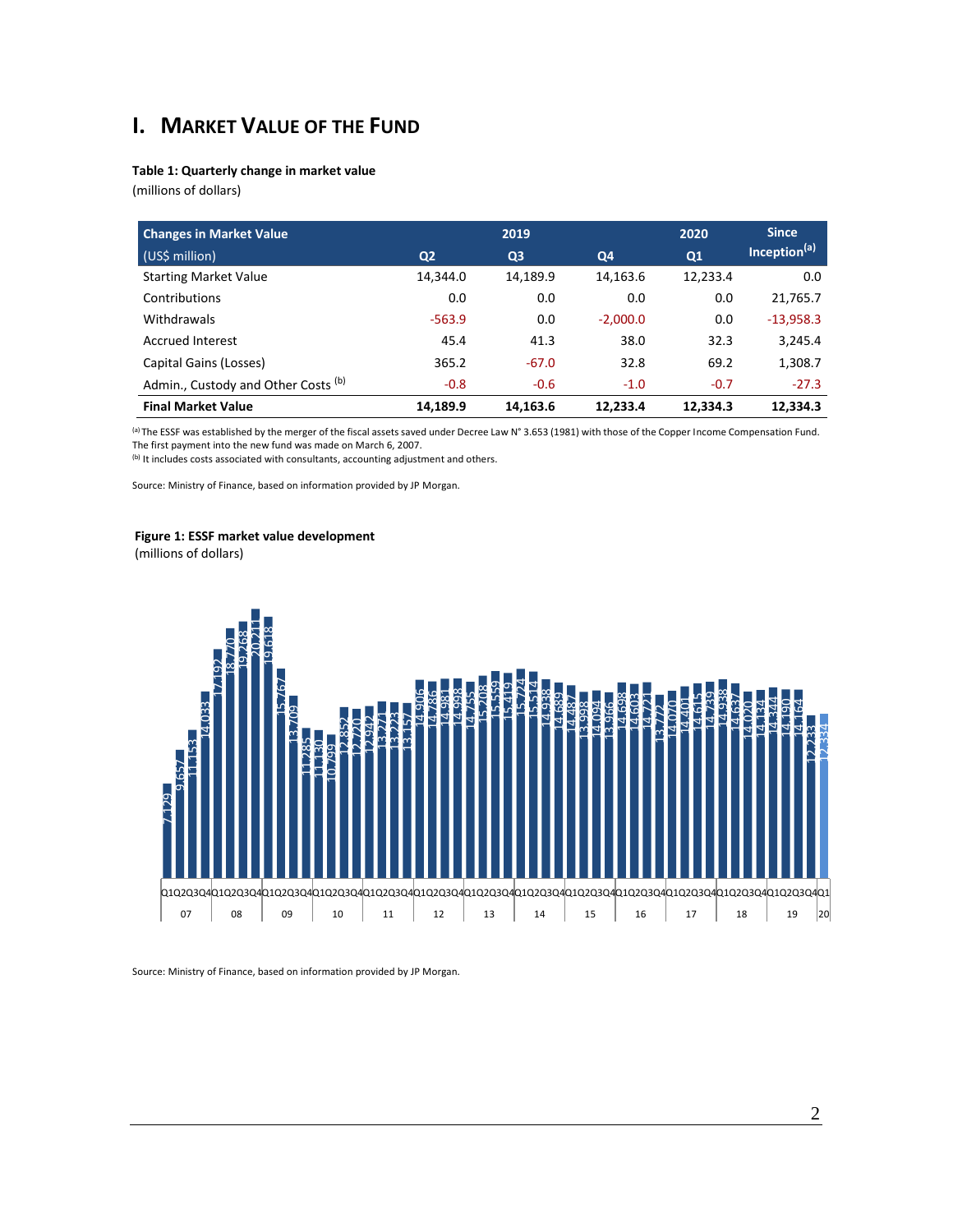# I. Market Value of the Fund

**Table 1: Quarterly change in market value**
(millions of dollars)

| Changes in Market Value (US$ million) | 2019 Q2 | 2019 Q3 | 2019 Q4 | 2020 Q1 | Since Inception[(a)] |
|---|---|---|---|---|---|
| Starting Market Value | 14,344.0 | 14,189.9 | 14,163.6 | 12,233.4 | 0.0 |
| Contributions | 0.0 | 0.0 | 0.0 | 0.0 | 21,765.7 |
| Withdrawals | -563.9 | 0.0 | -2,000.0 | 0.0 | -13,958.3 |
| Accrued Interest | 45.4 | 41.3 | 38.0 | 32.3 | 3,245.4 |
| Capital Gains (Losses) | 365.2 | -67.0 | 32.8 | 69.2 | 1,308.7 |
| Admin., Custody and Other Costs [(b)] | -0.8 | -0.6 | -1.0 | -0.7 | -27.3 |
| **Final Market Value** | **14,189.9** | **14,163.6** | **12,233.4** | **12,334.3** | **12,334.3** |

[(a)] The ESSF was established by the merger of the fiscal assets saved under Decree Law N° 3.653 (1981) with those of the Copper Income Compensation Fund. The first payment into the new fund was made on March 6, 2007.
[(b)] It includes costs associated with consultants, accounting adjustment and others.

Source: Ministry of Finance, based on information provided by JP Morgan.

**Figure 1: ESSF market value development**
(millions of dollars)

Source: Ministry of Finance, based on information provided by JP Morgan.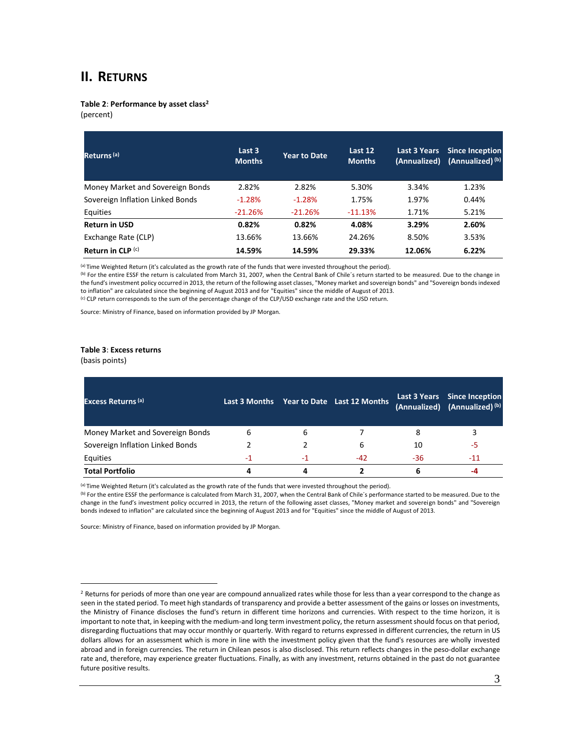## II. Returns

**Table 2**: **Performance by asset class**[2]
(percent)

| Returns [(a)] | Last 3 Months | Year to Date | Last 12 Months | Last 3 Years (Annualized) | Since Inception (Annualized) [(b)] |
|---|---|---|---|---|---|
| Money Market and Sovereign Bonds | 2.82% | 2.82% | 5.30% | 3.34% | 1.23% |
| Sovereign Inflation Linked Bonds | -1.28% | -1.28% | 1.75% | 1.97% | 0.44% |
| Equities | -21.26% | -21.26% | -11.13% | 1.71% | 5.21% |
| **Return in USD** | **0.82%** | **0.82%** | **4.08%** | **3.29%** | **2.60%** |
| Exchange Rate (CLP) | 13.66% | 13.66% | 24.26% | 8.50% | 3.53% |
| **Return in CLP** [(c)] | **14.59%** | **14.59%** | **29.33%** | **12.06%** | **6.22%** |

[(a)] Time Weighted Return (it's calculated as the growth rate of the funds that were invested throughout the period).
[(b)] For the entire ESSF the return is calculated from March 31, 2007, when the Central Bank of Chile´s return started to be measured. Due to the change in the fund's investment policy occurred in 2013, the return of the following asset classes, "Money market and sovereign bonds" and "Sovereign bonds indexed to inflation" are calculated since the beginning of August 2013 and for "Equities" since the middle of August of 2013.
[(c)] CLP return corresponds to the sum of the percentage change of the CLP/USD exchange rate and the USD return.

Source: Ministry of Finance, based on information provided by JP Morgan.

**Table 3**: **Excess returns**
(basis points)

| Excess Returns [(a)] | Last 3 Months | Year to Date | Last 12 Months | Last 3 Years (Annualized) | Since Inception (Annualized) [(b)] |
|---|---|---|---|---|---|
| Money Market and Sovereign Bonds | 6 | 6 | 7 | 8 | 3 |
| Sovereign Inflation Linked Bonds | 2 | 2 | 6 | 10 | -5 |
| Equities | -1 | -1 | -42 | -36 | -11 |
| **Total Portfolio** | **4** | **4** | **2** | **6** | **-4** |

[(a)] Time Weighted Return (it's calculated as the growth rate of the funds that were invested throughout the period).
[(b)] For the entire ESSF the performance is calculated from March 31, 2007, when the Central Bank of Chile´s performance started to be measured. Due to the change in the fund's investment policy occurred in 2013, the return of the following asset classes, "Money market and sovereign bonds" and "Sovereign bonds indexed to inflation" are calculated since the beginning of August 2013 and for "Equities" since the middle of August of 2013.

Source: Ministry of Finance, based on information provided by JP Morgan.

[2] Returns for periods of more than one year are compound annualized rates while those for less than a year correspond to the change as seen in the stated period. To meet high standards of transparency and provide a better assessment of the gains or losses on investments, the Ministry of Finance discloses the fund's return in different time horizons and currencies. With respect to the time horizon, it is important to note that, in keeping with the medium-and long term investment policy, the return assessment should focus on that period, disregarding fluctuations that may occur monthly or quarterly. With regard to returns expressed in different currencies, the return in US dollars allows for an assessment which is more in line with the investment policy given that the fund's resources are wholly invested abroad and in foreign currencies. The return in Chilean pesos is also disclosed. This return reflects changes in the peso-dollar exchange rate and, therefore, may experience greater fluctuations. Finally, as with any investment, returns obtained in the past do not guarantee future positive results.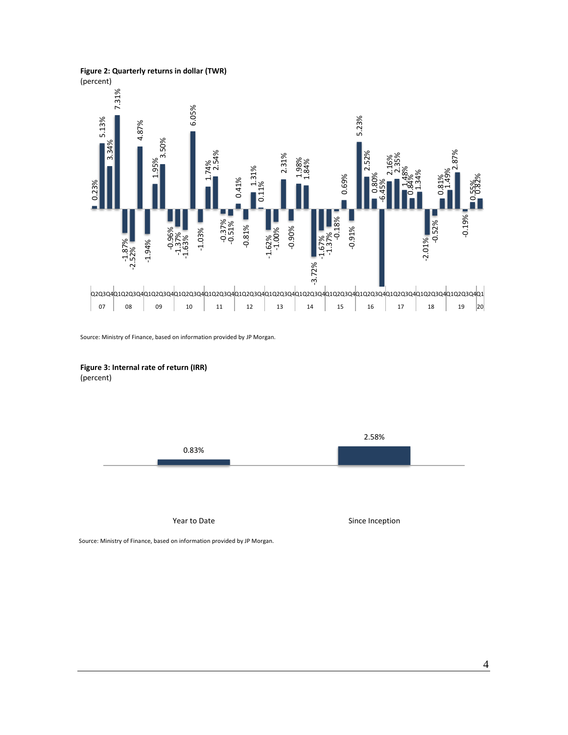**Figure 2: Quarterly returns in dollar (TWR)**
(percent)

Source: Ministry of Finance, based on information provided by JP Morgan.

**Figure 3: Internal rate of return (IRR)**
(percent)

| | Year to Date | Since Inception |
|---|---|---|
| IRR | 0.83% | 2.58% |

Source: Ministry of Finance, based on information provided by JP Morgan.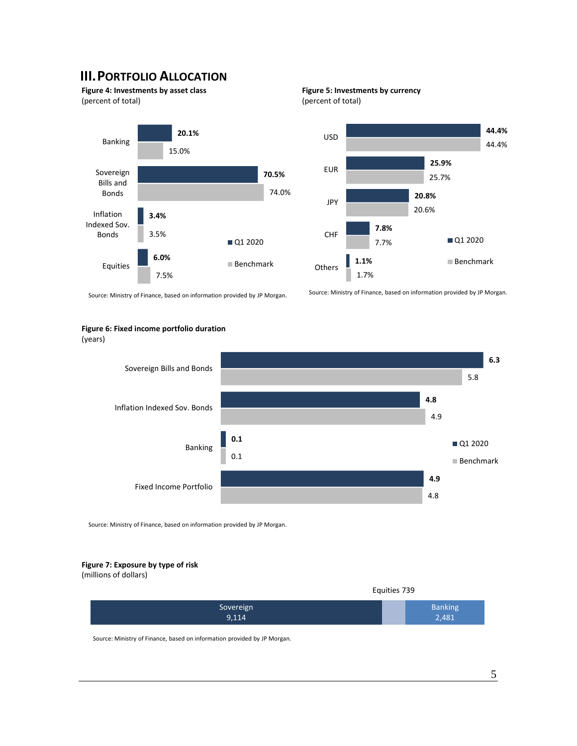## III. Portfolio Allocation

**Figure 4: Investments by asset class**
(percent of total)

| | Q1 2020 | Benchmark |
|---|---|---|
| Banking | 20.1% | 15.0% |
| Sovereign Bills and Bonds | 70.5% | 74.0% |
| Inflation Indexed Sov. Bonds | 3.4% | 3.5% |
| Equities | 6.0% | 7.5% |

Source: Ministry of Finance, based on information provided by JP Morgan.

**Figure 5: Investments by currency**
(percent of total)

| | Q1 2020 | Benchmark |
|---|---|---|
| USD | 44.4% | 44.4% |
| EUR | 25.9% | 25.7% |
| JPY | 20.8% | 20.6% |
| CHF | 7.8% | 7.7% |
| Others | 1.1% | 1.7% |

Source: Ministry of Finance, based on information provided by JP Morgan.

**Figure 6: Fixed income portfolio duration**
(years)

| | Q1 2020 | Benchmark |
|---|---|---|
| Sovereign Bills and Bonds | 6.3 | 5.8 |
| Inflation Indexed Sov. Bonds | 4.8 | 4.9 |
| Banking | 0.1 | 0.1 |
| Fixed Income Portfolio | 4.9 | 4.8 |

Source: Ministry of Finance, based on information provided by JP Morgan.

**Figure 7: Exposure by type of risk**
(millions of dollars)

| Sovereign | Equities | Banking |
|---|---|---|
| 9,114 | 739 | 2,481 |

Source: Ministry of Finance, based on information provided by JP Morgan.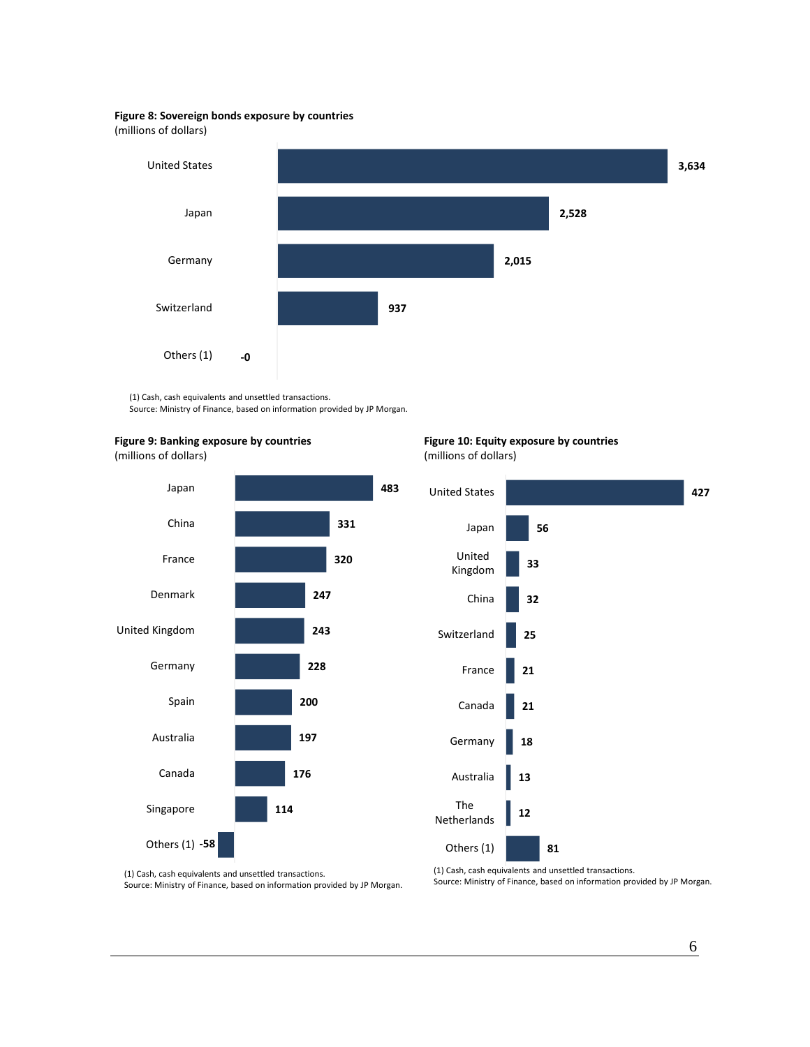**Figure 8: Sovereign bonds exposure by countries**
(millions of dollars)

| Country | Value |
|---|---|
| United States | 3,634 |
| Japan | 2,528 |
| Germany | 2,015 |
| Switzerland | 937 |
| Others (1) | -0 |

(1) Cash, cash equivalents and unsettled transactions.
Source: Ministry of Finance, based on information provided by JP Morgan.

**Figure 9: Banking exposure by countries**
(millions of dollars)

| Country | Value |
|---|---|
| Japan | 483 |
| China | 331 |
| France | 320 |
| Denmark | 247 |
| United Kingdom | 243 |
| Germany | 228 |
| Spain | 200 |
| Australia | 197 |
| Canada | 176 |
| Singapore | 114 |
| Others (1) | -58 |

(1) Cash, cash equivalents and unsettled transactions.
Source: Ministry of Finance, based on information provided by JP Morgan.

**Figure 10: Equity exposure by countries**
(millions of dollars)

| Country | Value |
|---|---|
| United States | 427 |
| Japan | 56 |
| United Kingdom | 33 |
| China | 32 |
| Switzerland | 25 |
| France | 21 |
| Canada | 21 |
| Germany | 18 |
| Australia | 13 |
| The Netherlands | 12 |
| Others (1) | 81 |

(1) Cash, cash equivalents and unsettled transactions.
Source: Ministry of Finance, based on information provided by JP Morgan.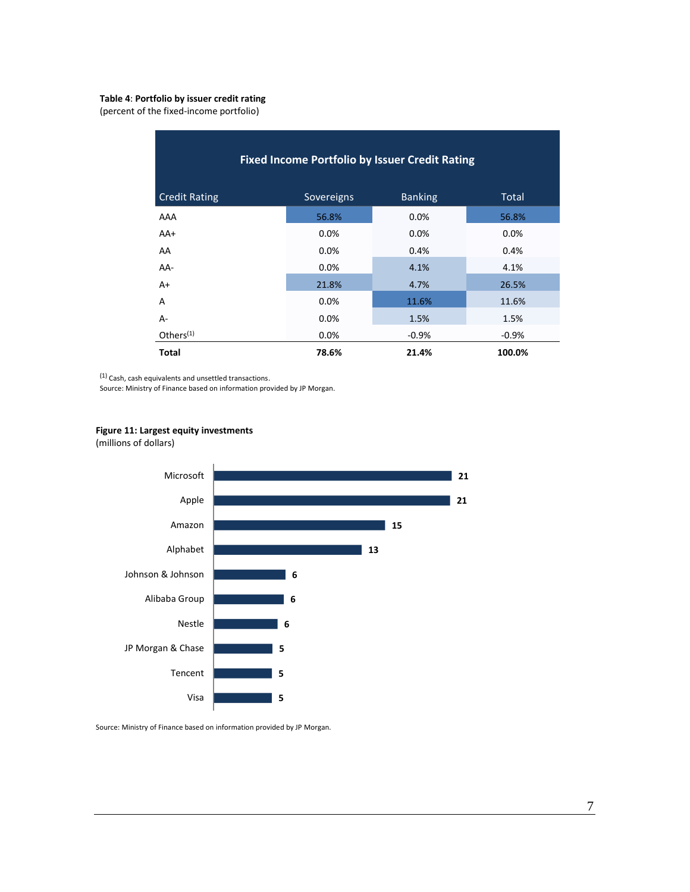**Table 4**: **Portfolio by issuer credit rating**
(percent of the fixed-income portfolio)

| Fixed Income Portfolio by Issuer Credit Rating | | | |
|---|---|---|---|
| Credit Rating | Sovereigns | Banking | Total |
| AAA | 56.8% | 0.0% | 56.8% |
| AA+ | 0.0% | 0.0% | 0.0% |
| AA | 0.0% | 0.4% | 0.4% |
| AA- | 0.0% | 4.1% | 4.1% |
| A+ | 21.8% | 4.7% | 26.5% |
| A | 0.0% | 11.6% | 11.6% |
| A- | 0.0% | 1.5% | 1.5% |
| Others[1] | 0.0% | -0.9% | -0.9% |
| **Total** | **78.6%** | **21.4%** | **100.0%** |

[1] Cash, cash equivalents and unsettled transactions.
Source: Ministry of Finance based on information provided by JP Morgan.

**Figure 11: Largest equity investments**
(millions of dollars)

| Company | Value |
|---|---|
| Microsoft | 21 |
| Apple | 21 |
| Amazon | 15 |
| Alphabet | 13 |
| Johnson & Johnson | 6 |
| Alibaba Group | 6 |
| Nestle | 6 |
| JP Morgan & Chase | 5 |
| Tencent | 5 |
| Visa | 5 |

Source: Ministry of Finance based on information provided by JP Morgan.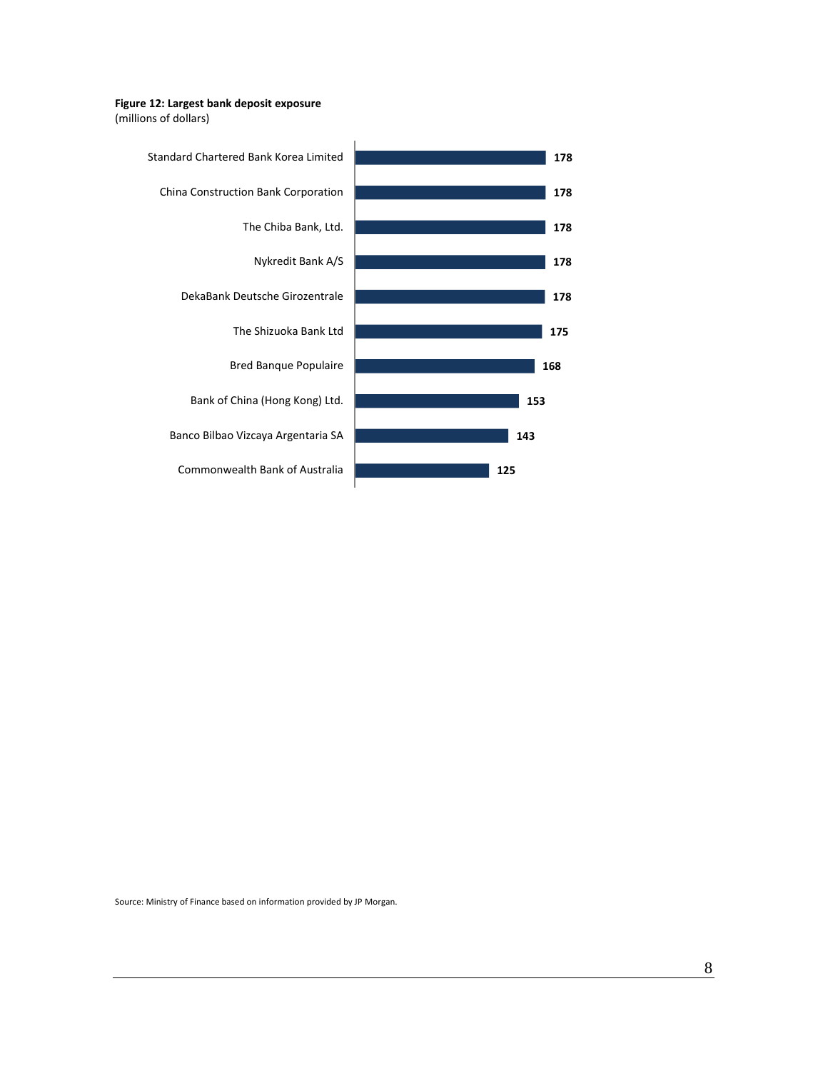**Figure 12: Largest bank deposit exposure**
(millions of dollars)

| Bank | Deposit exposure |
|---|---|
| Standard Chartered Bank Korea Limited | 178 |
| China Construction Bank Corporation | 178 |
| The Chiba Bank, Ltd. | 178 |
| Nykredit Bank A/S | 178 |
| DekaBank Deutsche Girozentrale | 178 |
| The Shizuoka Bank Ltd | 175 |
| Bred Banque Populaire | 168 |
| Bank of China (Hong Kong) Ltd. | 153 |
| Banco Bilbao Vizcaya Argentaria SA | 143 |
| Commonwealth Bank of Australia | 125 |

Source: Ministry of Finance based on information provided by JP Morgan.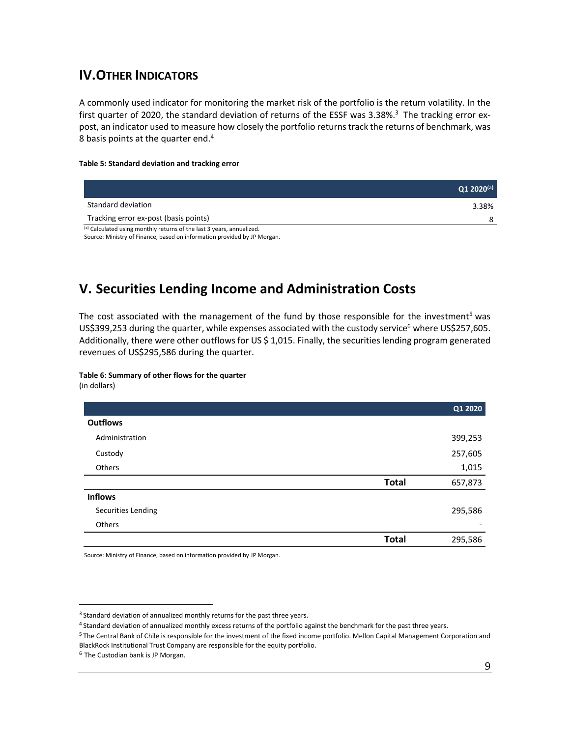## IV. OTHER INDICATORS

A commonly used indicator for monitoring the market risk of the portfolio is the return volatility. In the first quarter of 2020, the standard deviation of returns of the ESSF was 3.38%.[3] The tracking error ex-post, an indicator used to measure how closely the portfolio returns track the returns of benchmark, was 8 basis points at the quarter end.[4]

**Table 5: Standard deviation and tracking error**

| | Q1 2020[a] |
|---|---|
| Standard deviation | 3.38% |
| Tracking error ex-post (basis points) | 8 |

[a] Calculated using monthly returns of the last 3 years, annualized.

Source: Ministry of Finance, based on information provided by JP Morgan.

## V. Securities Lending Income and Administration Costs

The cost associated with the management of the fund by those responsible for the investment[5] was US$399,253 during the quarter, while expenses associated with the custody service[6] where US$257,605. Additionally, there were other outflows for US $ 1,015. Finally, the securities lending program generated revenues of US$295,586 during the quarter.

**Table 6**: **Summary of other flows for the quarter**
(in dollars)

| | | Q1 2020 |
|---|---|---|
| **Outflows** | | |
| Administration | | 399,253 |
| Custody | | 257,605 |
| Others | | 1,015 |
| | **Total** | 657,873 |
| **Inflows** | | |
| Securities Lending | | 295,586 |
| Others | | - |
| | **Total** | 295,586 |

Source: Ministry of Finance, based on information provided by JP Morgan.

[3] Standard deviation of annualized monthly returns for the past three years.

[4] Standard deviation of annualized monthly excess returns of the portfolio against the benchmark for the past three years.

[5] The Central Bank of Chile is responsible for the investment of the fixed income portfolio. Mellon Capital Management Corporation and BlackRock Institutional Trust Company are responsible for the equity portfolio.

[6] The Custodian bank is JP Morgan.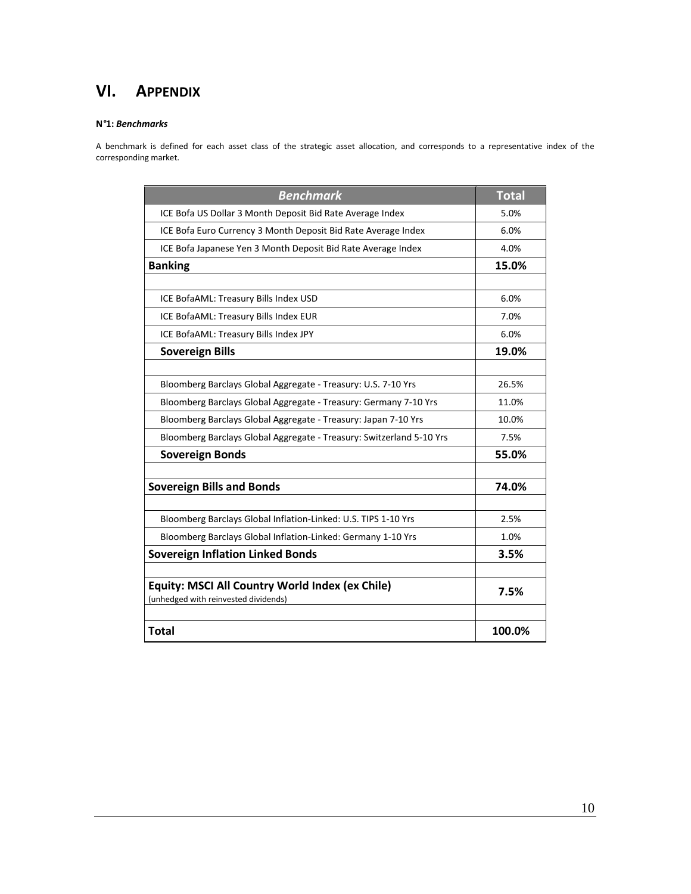# VI. APPENDIX

**N°1:** ***Benchmarks***

A benchmark is defined for each asset class of the strategic asset allocation, and corresponds to a representative index of the corresponding market.

| ***Benchmark*** | **Total** |
|---|---|
| ICE Bofa US Dollar 3 Month Deposit Bid Rate Average Index | 5.0% |
| ICE Bofa Euro Currency 3 Month Deposit Bid Rate Average Index | 6.0% |
| ICE Bofa Japanese Yen 3 Month Deposit Bid Rate Average Index | 4.0% |
| **Banking** | **15.0%** |
| | |
| ICE BofaAML: Treasury Bills Index USD | 6.0% |
| ICE BofaAML: Treasury Bills Index EUR | 7.0% |
| ICE BofaAML: Treasury Bills Index JPY | 6.0% |
| **Sovereign Bills** | **19.0%** |
| | |
| Bloomberg Barclays Global Aggregate - Treasury: U.S. 7-10 Yrs | 26.5% |
| Bloomberg Barclays Global Aggregate - Treasury: Germany 7-10 Yrs | 11.0% |
| Bloomberg Barclays Global Aggregate - Treasury: Japan 7-10 Yrs | 10.0% |
| Bloomberg Barclays Global Aggregate - Treasury: Switzerland 5-10 Yrs | 7.5% |
| **Sovereign Bonds** | **55.0%** |
| | |
| **Sovereign Bills and Bonds** | **74.0%** |
| | |
| Bloomberg Barclays Global Inflation-Linked: U.S. TIPS 1-10 Yrs | 2.5% |
| Bloomberg Barclays Global Inflation-Linked: Germany 1-10 Yrs | 1.0% |
| **Sovereign Inflation Linked Bonds** | **3.5%** |
| | |
| **Equity: MSCI All Country World Index (ex Chile)** (unhedged with reinvested dividends) | **7.5%** |
| | |
| **Total** | **100.0%** |